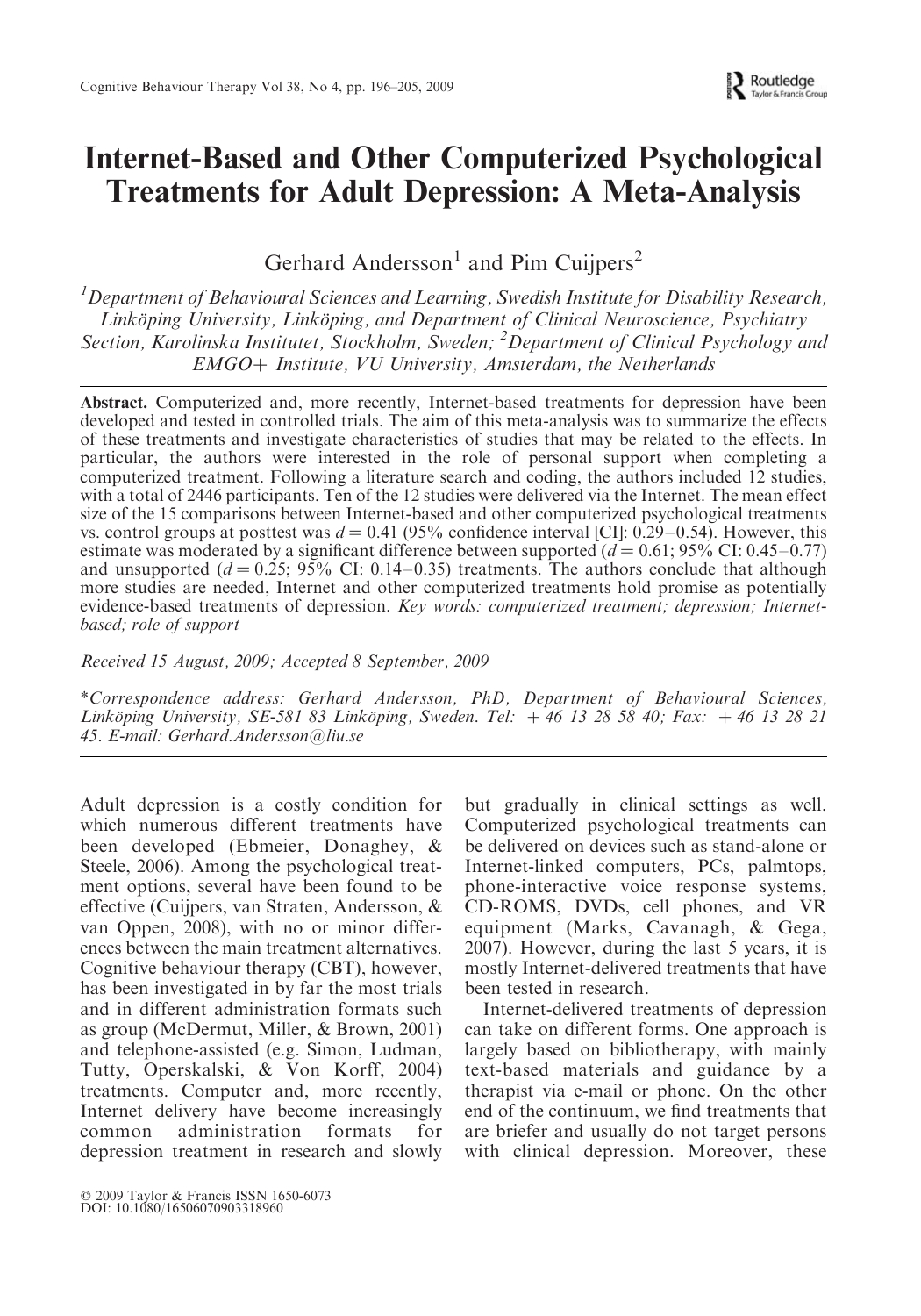# Internet-Based and Other Computerized Psychological Treatments for Adult Depression: A Meta-Analysis

Gerhard Andersson[1] and Pim Cuijpers[2]

[1]*Department of Behavioural Sciences and Learning, Swedish Institute for Disability Research, Linköping University, Linköping, and Department of Clinical Neuroscience, Psychiatry Section, Karolinska Institutet, Stockholm, Sweden;* [2]*Department of Clinical Psychology and EMGO+ Institute, VU University, Amsterdam, the Netherlands*

**Abstract.** Computerized and, more recently, Internet-based treatments for depression have been developed and tested in controlled trials. The aim of this meta-analysis was to summarize the effects of these treatments and investigate characteristics of studies that may be related to the effects. In particular, the authors were interested in the role of personal support when completing a computerized treatment. Following a literature search and coding, the authors included 12 studies, with a total of 2446 participants. Ten of the 12 studies were delivered via the Internet. The mean effect size of the 15 comparisons between Internet-based and other computerized psychological treatments vs. control groups at posttest was $d = 0.41$ (95% confidence interval [CI]: 0.29–0.54). However, this estimate was moderated by a significant difference between supported ($d = 0.61$; 95% CI: 0.45–0.77) and unsupported ($d = 0.25$; 95% CI: 0.14–0.35) treatments. The authors conclude that although more studies are needed, Internet and other computerized treatments hold promise as potentially evidence-based treatments of depression. *Key words: computerized treatment; depression; Internet-based; role of support*

*Received 15 August, 2009; Accepted 8 September, 2009*

*\*Correspondence address: Gerhard Andersson, PhD, Department of Behavioural Sciences, Linköping University, SE-581 83 Linköping, Sweden. Tel: + 46 13 28 58 40; Fax: + 46 13 28 21 45. E-mail: Gerhard.Andersson@liu.se*

Adult depression is a costly condition for which numerous different treatments have been developed (Ebmeier, Donaghey, & Steele, 2006). Among the psychological treatment options, several have been found to be effective (Cuijpers, van Straten, Andersson, & van Oppen, 2008), with no or minor differences between the main treatment alternatives. Cognitive behaviour therapy (CBT), however, has been investigated in by far the most trials and in different administration formats such as group (McDermut, Miller, & Brown, 2001) and telephone-assisted (e.g. Simon, Ludman, Tutty, Operskalski, & Von Korff, 2004) treatments. Computer and, more recently, Internet delivery have become increasingly common administration formats for depression treatment in research and slowly but gradually in clinical settings as well. Computerized psychological treatments can be delivered on devices such as stand-alone or Internet-linked computers, PCs, palmtops, phone-interactive voice response systems, CD-ROMS, DVDs, cell phones, and VR equipment (Marks, Cavanagh, & Gega, 2007). However, during the last 5 years, it is mostly Internet-delivered treatments that have been tested in research.

Internet-delivered treatments of depression can take on different forms. One approach is largely based on bibliotherapy, with mainly text-based materials and guidance by a therapist via e-mail or phone. On the other end of the continuum, we find treatments that are briefer and usually do not target persons with clinical depression. Moreover, these

© 2009 Taylor & Francis ISSN 1650-6073
DOI: 10.1080/16506070903318960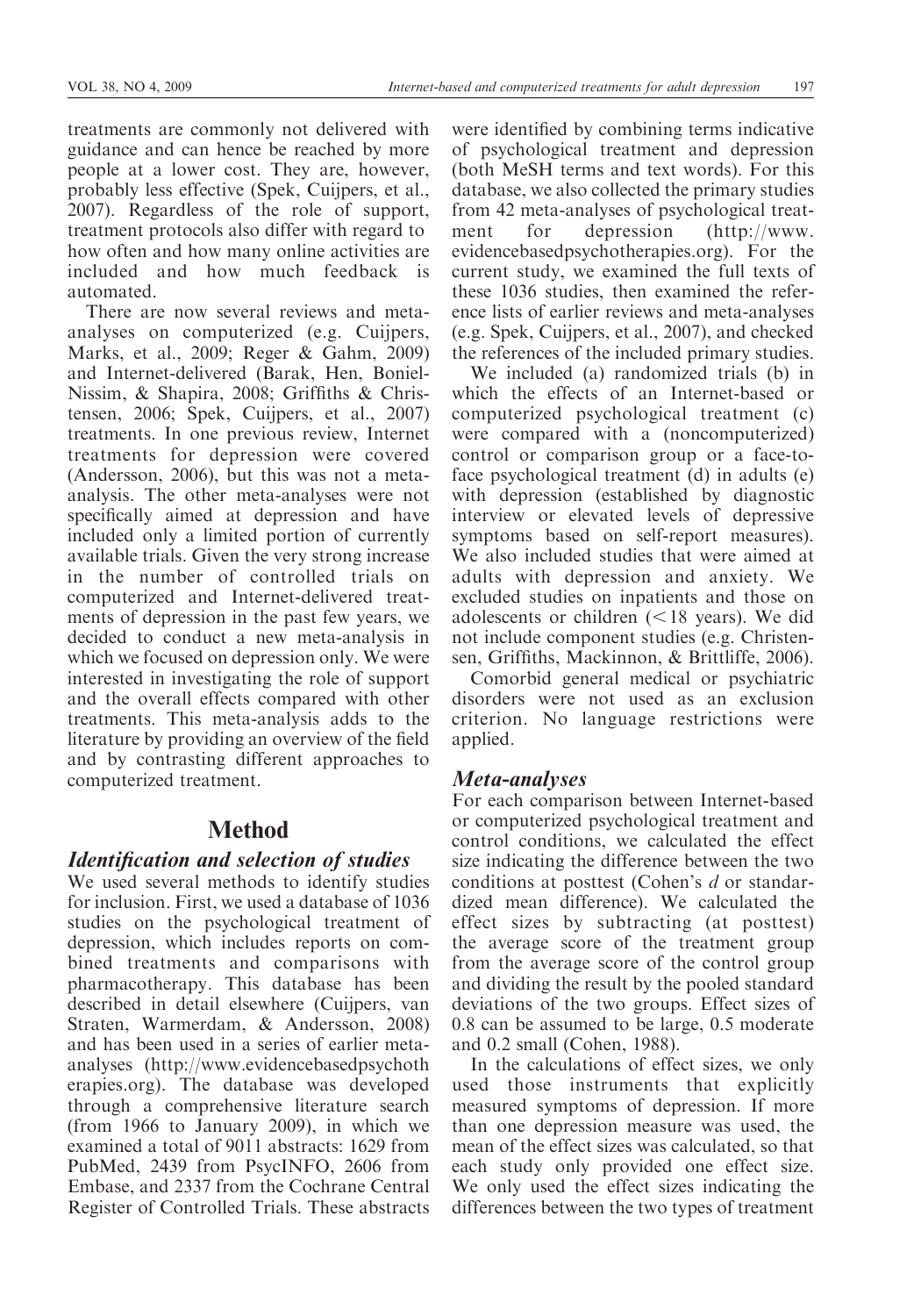treatments are commonly not delivered with guidance and can hence be reached by more people at a lower cost. They are, however, probably less effective (Spek, Cuijpers, et al., 2007). Regardless of the role of support, treatment protocols also differ with regard to how often and how many online activities are included and how much feedback is automated.

There are now several reviews and meta-analyses on computerized (e.g. Cuijpers, Marks, et al., 2009; Reger & Gahm, 2009) and Internet-delivered (Barak, Hen, Boniel-Nissim, & Shapira, 2008; Griffiths & Christensen, 2006; Spek, Cuijpers, et al., 2007) treatments. In one previous review, Internet treatments for depression were covered (Andersson, 2006), but this was not a meta-analysis. The other meta-analyses were not specifically aimed at depression and have included only a limited portion of currently available trials. Given the very strong increase in the number of controlled trials on computerized and Internet-delivered treatments of depression in the past few years, we decided to conduct a new meta-analysis in which we focused on depression only. We were interested in investigating the role of support and the overall effects compared with other treatments. This meta-analysis adds to the literature by providing an overview of the field and by contrasting different approaches to computerized treatment.

# Method

## Identification and selection of studies

We used several methods to identify studies for inclusion. First, we used a database of 1036 studies on the psychological treatment of depression, which includes reports on combined treatments and comparisons with pharmacotherapy. This database has been described in detail elsewhere (Cuijpers, van Straten, Warmerdam, & Andersson, 2008) and has been used in a series of earlier meta-analyses (http://www.evidencebasedpsychotherapies.org). The database was developed through a comprehensive literature search (from 1966 to January 2009), in which we examined a total of 9011 abstracts: 1629 from PubMed, 2439 from PsycINFO, 2606 from Embase, and 2337 from the Cochrane Central Register of Controlled Trials. These abstracts were identified by combining terms indicative of psychological treatment and depression (both MeSH terms and text words). For this database, we also collected the primary studies from 42 meta-analyses of psychological treatment for depression (http://www.evidencebasedpsychotherapies.org). For the current study, we examined the full texts of these 1036 studies, then examined the reference lists of earlier reviews and meta-analyses (e.g. Spek, Cuijpers, et al., 2007), and checked the references of the included primary studies.

We included (a) randomized trials (b) in which the effects of an Internet-based or computerized psychological treatment (c) were compared with a (noncomputerized) control or comparison group or a face-to-face psychological treatment (d) in adults (e) with depression (established by diagnostic interview or elevated levels of depressive symptoms based on self-report measures). We also included studies that were aimed at adults with depression and anxiety. We excluded studies on inpatients and those on adolescents or children ($<18$ years). We did not include component studies (e.g. Christensen, Griffiths, Mackinnon, & Brittliffe, 2006).

Comorbid general medical or psychiatric disorders were not used as an exclusion criterion. No language restrictions were applied.

## Meta-analyses

For each comparison between Internet-based or computerized psychological treatment and control conditions, we calculated the effect size indicating the difference between the two conditions at posttest (Cohen's $d$ or standardized mean difference). We calculated the effect sizes by subtracting (at posttest) the average score of the treatment group from the average score of the control group and dividing the result by the pooled standard deviations of the two groups. Effect sizes of 0.8 can be assumed to be large, 0.5 moderate and 0.2 small (Cohen, 1988).

In the calculations of effect sizes, we only used those instruments that explicitly measured symptoms of depression. If more than one depression measure was used, the mean of the effect sizes was calculated, so that each study only provided one effect size. We only used the effect sizes indicating the differences between the two types of treatment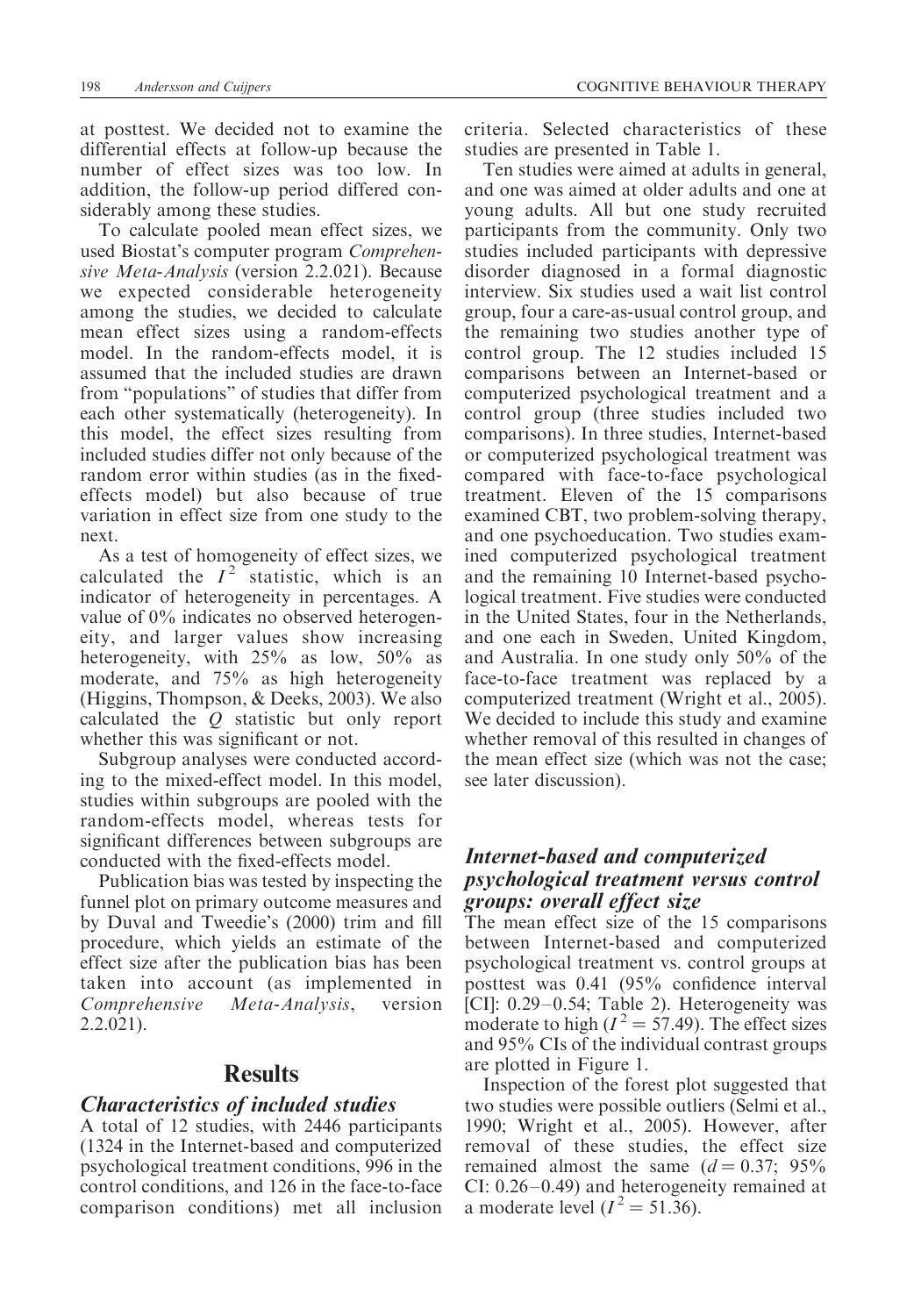at posttest. We decided not to examine the differential effects at follow-up because the number of effect sizes was too low. In addition, the follow-up period differed considerably among these studies.

To calculate pooled mean effect sizes, we used Biostat's computer program *Comprehensive Meta-Analysis* (version 2.2.021). Because we expected considerable heterogeneity among the studies, we decided to calculate mean effect sizes using a random-effects model. In the random-effects model, it is assumed that the included studies are drawn from "populations" of studies that differ from each other systematically (heterogeneity). In this model, the effect sizes resulting from included studies differ not only because of the random error within studies (as in the fixed-effects model) but also because of true variation in effect size from one study to the next.

As a test of homogeneity of effect sizes, we calculated the $I^2$ statistic, which is an indicator of heterogeneity in percentages. A value of 0% indicates no observed heterogeneity, and larger values show increasing heterogeneity, with 25% as low, 50% as moderate, and 75% as high heterogeneity (Higgins, Thompson, & Deeks, 2003). We also calculated the $Q$ statistic but only report whether this was significant or not.

Subgroup analyses were conducted according to the mixed-effect model. In this model, studies within subgroups are pooled with the random-effects model, whereas tests for significant differences between subgroups are conducted with the fixed-effects model.

Publication bias was tested by inspecting the funnel plot on primary outcome measures and by Duval and Tweedie's (2000) trim and fill procedure, which yields an estimate of the effect size after the publication bias has been taken into account (as implemented in *Comprehensive Meta-Analysis*, version 2.2.021).

## Results

### *Characteristics of included studies*

A total of 12 studies, with 2446 participants (1324 in the Internet-based and computerized psychological treatment conditions, 996 in the control conditions, and 126 in the face-to-face comparison conditions) met all inclusion criteria. Selected characteristics of these studies are presented in Table 1.

Ten studies were aimed at adults in general, and one was aimed at older adults and one at young adults. All but one study recruited participants from the community. Only two studies included participants with depressive disorder diagnosed in a formal diagnostic interview. Six studies used a wait list control group, four a care-as-usual control group, and the remaining two studies another type of control group. The 12 studies included 15 comparisons between an Internet-based or computerized psychological treatment and a control group (three studies included two comparisons). In three studies, Internet-based or computerized psychological treatment was compared with face-to-face psychological treatment. Eleven of the 15 comparisons examined CBT, two problem-solving therapy, and one psychoeducation. Two studies examined computerized psychological treatment and the remaining 10 Internet-based psychological treatment. Five studies were conducted in the United States, four in the Netherlands, and one each in Sweden, United Kingdom, and Australia. In one study only 50% of the face-to-face treatment was replaced by a computerized treatment (Wright et al., 2005). We decided to include this study and examine whether removal of this resulted in changes of the mean effect size (which was not the case; see later discussion).

### *Internet-based and computerized psychological treatment versus control groups: overall effect size*

The mean effect size of the 15 comparisons between Internet-based and computerized psychological treatment vs. control groups at posttest was 0.41 (95% confidence interval [CI]: 0.29–0.54; Table 2). Heterogeneity was moderate to high ($I^2 = 57.49$). The effect sizes and 95% CIs of the individual contrast groups are plotted in Figure 1.

Inspection of the forest plot suggested that two studies were possible outliers (Selmi et al., 1990; Wright et al., 2005). However, after removal of these studies, the effect size remained almost the same ($d = 0.37$; 95% CI: 0.26–0.49) and heterogeneity remained at a moderate level ($I^2 = 51.36$).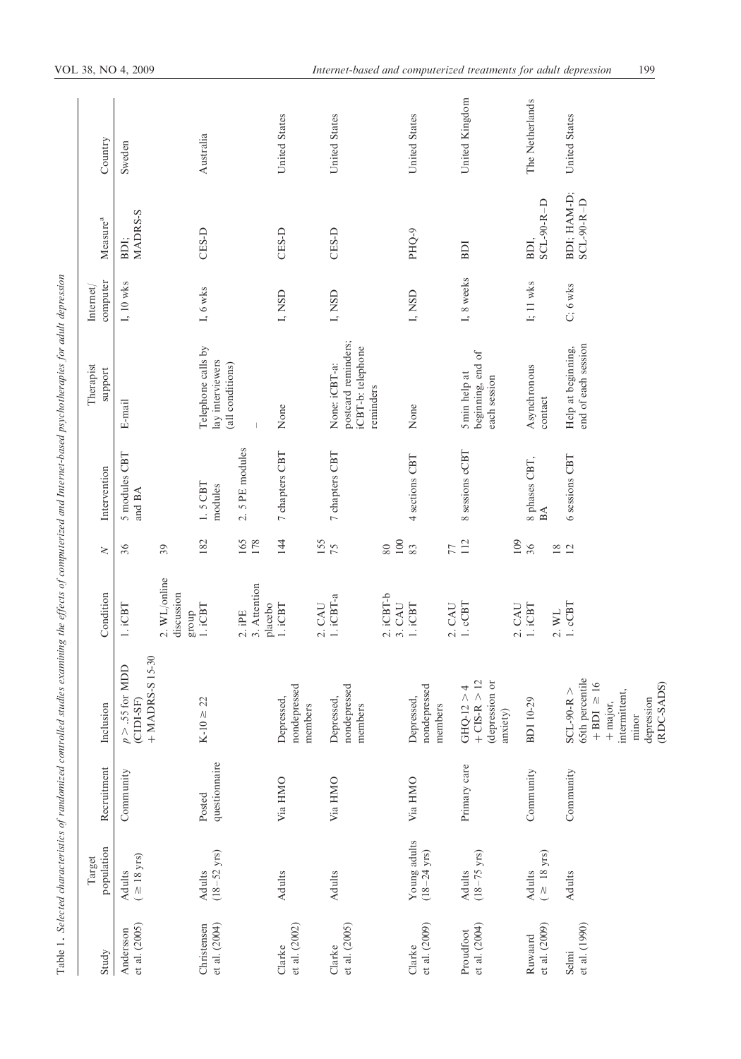Table 1. *Selected characteristics of randomized controlled studies examining the effects of computerized and Internet-based psychotherapies for adult depression*

| Study | Target population | Recruitment | Inclusion | Condition | $N$ | Intervention | Therapist support | Internet/computer | Measure[a] | Country |
|---|---|---|---|---|---|---|---|---|---|---|
| Andersson et al. (2005) | Adults (≥ 18 yrs) | Community | $p > .55$ for MDD (CIDI-SF) + MADRS-S 15-30 | 1. iCBT | 36 | 5 modules CBT and BA | E-mail | I, 10 wks | BDI; MADRS-S | Sweden |
| | | | | 2. WL/online discussion group | 39 | | | | | |
| Christensen et al. (2004) | Adults (18–52 yrs) | Posted questionnaire | K-10 ≥ 22 | 1. iCBT | 182 | 1. 5 CBT modules | Telephone calls by lay interviewers (all conditions) | I, 6 wks | CES-D | Australia |
| | | | | 2. iPE | 165 | 2. 5 PE modules | | | | |
| | | | | 3. Attention placebo | 178 | | – | | | |
| Clarke et al. (2002) | Adults | Via HMO | Depressed, nondepressed members | 1. iCBT | 144 | 7 chapters CBT | None | I, NSD | CES-D | United States |
| | | | | 2. CAU | 155 | | | | | |
| Clarke et al. (2005) | Adults | Via HMO | Depressed, nondepressed members | 1. iCBT-a | 75 | 7 chapters CBT | None: iCBT-a: postcard reminders; iCBT-b: telephone reminders | I, NSD | CES-D | United States |
| | | | | 2. iCBT-b | 80 | | | | | |
| | | | | 3. CAU | 100 | | | | | |
| Clarke et al. (2009) | Young adults (18–24 yrs) | Via HMO | Depressed, nondepressed members | 1. iCBT | 83 | 4 sections CBT | None | I, NSD | PHQ-9 | United States |
| | | | | 2. CAU | 77 | | | | | |
| Proudfoot et al. (2004) | Adults (18–75 yrs) | Primary care | GHQ-12 > 4 + CIS-R > 12 (depression or anxiety) | 1. cCBT | 112 | 8 sessions cCBT | 5 min help at beginning, end of each session | I, 8 weeks | BDI | United Kingdom |
| | | | | 2. CAU | 109 | | | | | |
| Ruwaard et al. (2009) | Adults (≥ 18 yrs) | Community | BDI 10-29 | 1. iCBT | 36 | 8 phases CBT, BA | Asynchronous contact | I; 11 wks | BDI, SCL-90-R–D | The Netherlands |
| | | | | 2. WL | 18 | | | | | |
| Selmi et al. (1990) | Adults | Community | SCL-90-R > 65th percentile + BDI ≥ 16 + major, intermittent, minor depression (RDC-SADS) | 1. cCBT | 12 | 6 sessions CBT | Help at beginning, end of each session | C; 6 wks | BDI; HAM-D; SCL-90-R–D | United States |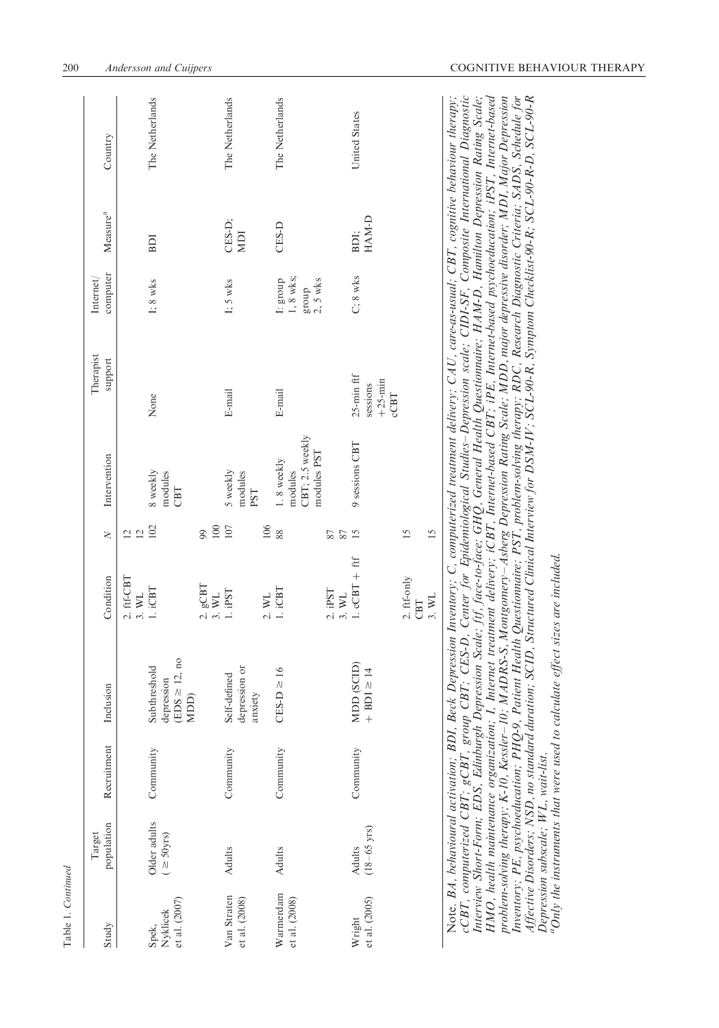Table 1. *Continued*

| Study | Target population | Recruitment | Inclusion | Condition | *N* | Intervention | Therapist support | Internet/computer | Measure[a] | Country |
|---|---|---|---|---|---|---|---|---|---|---|
| | | | | 2. ftf-CBT | 12 | | | | | |
| | | | | 3. WL | 12 | | | | | |
| Spek, Nyklicek et al. (2007) | Older adults (≥ 50yrs) | Community | Subthreshold depression (EDS ≥ 12, no MDD) | 1. iCBT | 102 | 8 weekly modules CBT | None | I; 8 wks | BDI | The Netherlands |
| | | | | 2. gCBT | 99 | | | | | |
| | | | | 3. WL | 100 | | | | | |
| Van Straten et al. (2008) | Adults | Community | Self-defined depression or anxiety | 1. iPST | 107 | 5 weekly modules PST | E-mail | I; 5 wks | CES-D; MDI | The Netherlands |
| | | | | 2. WL | 106 | | | | | |
| Warmerdam et al. (2008) | Adults | Community | CES-D ≥ 16 | 1. iCBT | 88 | 1. 8 weekly modules CBT; 2.5 weekly modules PST | E-mail | I: group 1, 8 wks; group 2, 5 wks | CES-D | The Netherlands |
| | | | | 2. iPST | 87 | | | | | |
| | | | | 3. WL | 87 | | | | | |
| Wright et al. (2005) | Adults (18–65 yrs) | Community | MDD (SCID) + BDI ≥ 14 | 1. cCBT + ftf | 15 | 9 sessions CBT | 25-min ftf sessions +25-min cCBT | C; 8 wks | BDI; HAM-D | United States |
| | | | | 2. ftf-only CBT | 15 | | | | | |
| | | | | 3. WL | 15 | | | | | |

Note. *BA*, *behavioural activation; BDI, Beck Depression Inventory; C, computerized treatment delivery; CAU, care-as-usual; CBT, cognitive behaviour therapy; cCBT, computerized CBT; gCBT, group CBT; CES-D, Center for Epidemiological Studies–Depression scale; CIDI-SF, Composite International Diagnostic Interview Short-Form; EDS, Edinburgh Depression Scale; ftf, face-to-face; GHQ, General Health Questionnaire; HAM-D, Hamilton Depression Rating Scale; HMO, health maintenance organization; I, Internet treatment delivery; iCBT, Internet-based CBT; iPE, Internet-based psychoeducation; iPST, Internet-based problem-solving therapy; K-10, Kessler–10; MADRS-S, Montgomery–Asberg Depression Rating Scale; MDD, major depressive disorder; MDI, Major Depression Inventory; PE, psychoeducation; PHQ-9, Patient Health Questionnaire; PST, problem-solving therapy; RDC, Research Diagnostic Criteria; SADS, Schedule for Affective Disorders; NSD, no standard duration; SCID, Structured Clinical Interview for DSM-IV; SCL-90-R, Symptom Checklist-90-R; SCL-90-R-D, SCL-90-R Depression subscale; WL, wait-list.*

[a]*Only the instruments that were used to calculate effect sizes are included.*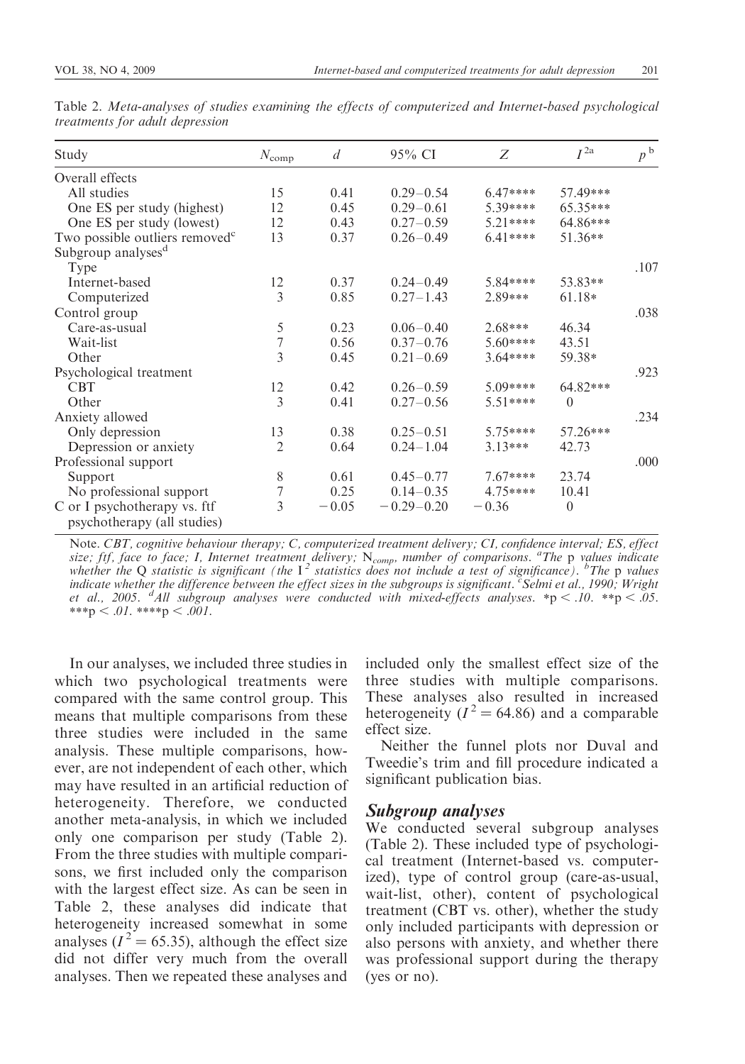Table 2. *Meta-analyses of studies examining the effects of computerized and Internet-based psychological treatments for adult depression*

| Study | $N_{comp}$ | $d$ | 95% CI | $Z$ | $I^{2a}$ | $p^{b}$ |
|---|---|---|---|---|---|---|
| Overall effects | | | | | | |
| All studies | 15 | 0.41 | 0.29–0.54 | 6.47**** | 57.49*** | |
| One ES per study (highest) | 12 | 0.45 | 0.29–0.61 | 5.39**** | 65.35*** | |
| One ES per study (lowest) | 12 | 0.43 | 0.27–0.59 | 5.21**** | 64.86*** | |
| Two possible outliers removed[c] | 13 | 0.37 | 0.26–0.49 | 6.41**** | 51.36** | |
| Subgroup analyses[d] | | | | | | |
| Type | | | | | | .107 |
| Internet-based | 12 | 0.37 | 0.24–0.49 | 5.84**** | 53.83** | |
| Computerized | 3 | 0.85 | 0.27–1.43 | 2.89*** | 61.18* | |
| Control group | | | | | | .038 |
| Care-as-usual | 5 | 0.23 | 0.06–0.40 | 2.68*** | 46.34 | |
| Wait-list | 7 | 0.56 | 0.37–0.76 | 5.60**** | 43.51 | |
| Other | 3 | 0.45 | 0.21–0.69 | 3.64**** | 59.38* | |
| Psychological treatment | | | | | | .923 |
| CBT | 12 | 0.42 | 0.26–0.59 | 5.09**** | 64.82*** | |
| Other | 3 | 0.41 | 0.27–0.56 | 5.51**** | 0 | |
| Anxiety allowed | | | | | | .234 |
| Only depression | 13 | 0.38 | 0.25–0.51 | 5.75**** | 57.26*** | |
| Depression or anxiety | 2 | 0.64 | 0.24–1.04 | 3.13*** | 42.73 | |
| Professional support | | | | | | .000 |
| Support | 8 | 0.61 | 0.45–0.77 | 7.67**** | 23.74 | |
| No professional support | 7 | 0.25 | 0.14–0.35 | 4.75**** | 10.41 | |
| C or I psychotherapy vs. ftf psychotherapy (all studies) | 3 | −0.05 | −0.29–0.20 | −0.36 | 0 | |

Note. *CBT, cognitive behaviour therapy; C, computerized treatment delivery; CI, confidence interval; ES, effect size; ftf, face to face; I, Internet treatment delivery;* $N_{comp}$*, number of comparisons.* [a]*The* p *values indicate whether the Q statistic is significant (the* $I^2$ *statistics does not include a test of significance).* [b]*The* p *values indicate whether the difference between the effect sizes in the subgroups is significant.* [c]*Selmi et al., 1990; Wright et al., 2005.* [d]*All subgroup analyses were conducted with mixed-effects analyses.* *$p < .10$. **$p < .05$. ***$p < .01$. ****$p < .001$.

In our analyses, we included three studies in which two psychological treatments were compared with the same control group. This means that multiple comparisons from these three studies were included in the same analysis. These multiple comparisons, however, are not independent of each other, which may have resulted in an artificial reduction of heterogeneity. Therefore, we conducted another meta-analysis, in which we included only one comparison per study (Table 2). From the three studies with multiple comparisons, we first included only the comparison with the largest effect size. As can be seen in Table 2, these analyses did indicate that heterogeneity increased somewhat in some analyses ($I^2 = 65.35$), although the effect size did not differ very much from the overall analyses. Then we repeated these analyses and included only the smallest effect size of the three studies with multiple comparisons. These analyses also resulted in increased heterogeneity ($I^2 = 64.86$) and a comparable effect size.

Neither the funnel plots nor Duval and Tweedie's trim and fill procedure indicated a significant publication bias.

### Subgroup analyses

We conducted several subgroup analyses (Table 2). These included type of psychological treatment (Internet-based vs. computerized), type of control group (care-as-usual, wait-list, other), content of psychological treatment (CBT vs. other), whether the study only included participants with depression or also persons with anxiety, and whether there was professional support during the therapy (yes or no).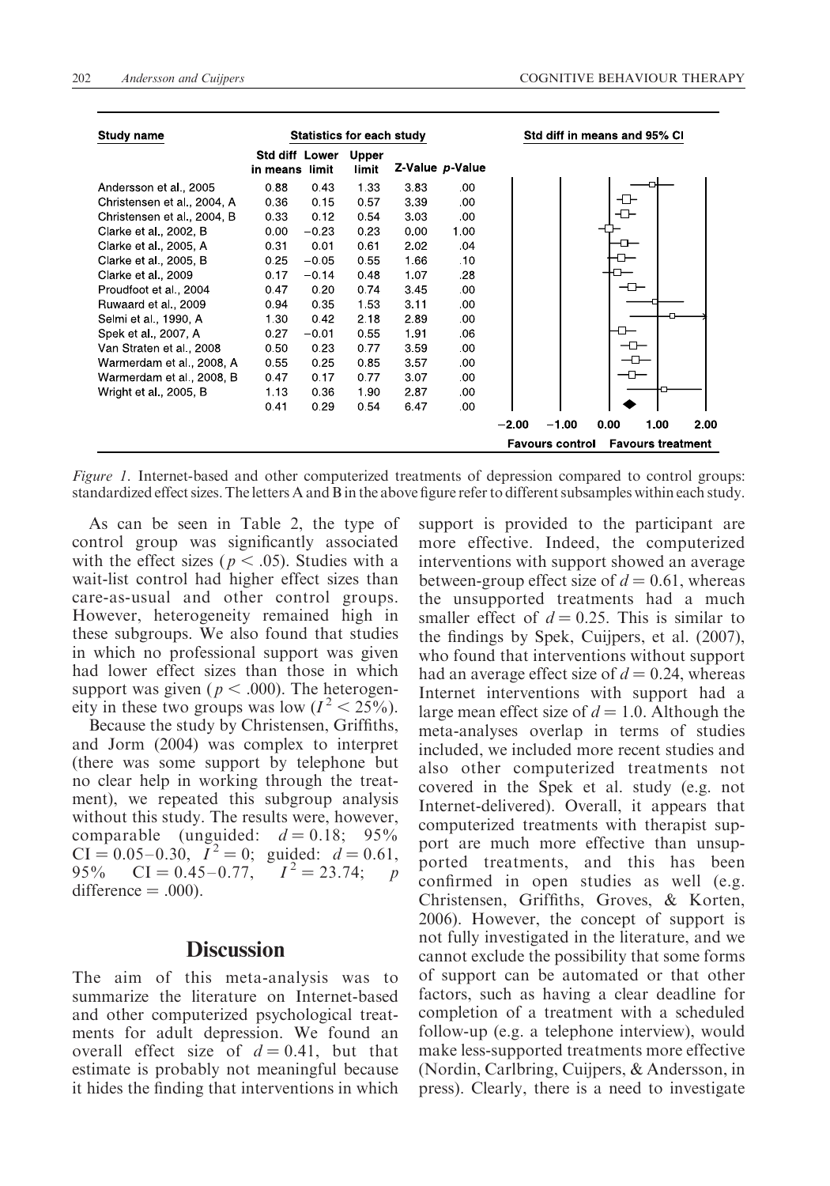| Study name | Statistics for each study | | | | | Std diff in means and 95% CI |
|---|---|---|---|---|---|---|
| | Std diff in means | Lower limit | Upper limit | Z-Value | p-Value | |
| Andersson et al., 2005 | 0.88 | 0.43 | 1.33 | 3.83 | .00 | |
| Christensen et al., 2004, A | 0.36 | 0.15 | 0.57 | 3.39 | .00 | |
| Christensen et al., 2004, B | 0.33 | 0.12 | 0.54 | 3.03 | .00 | |
| Clarke et al., 2002, B | 0.00 | −0.23 | 0.23 | 0.00 | 1.00 | |
| Clarke et al., 2005, A | 0.31 | 0.01 | 0.61 | 2.02 | .04 | |
| Clarke et al., 2005, B | 0.25 | −0.05 | 0.55 | 1.66 | .10 | |
| Clarke et al., 2009 | 0.17 | −0.14 | 0.48 | 1.07 | .28 | |
| Proudfoot et al., 2004 | 0.47 | 0.20 | 0.74 | 3.45 | .00 | |
| Ruwaard et al., 2009 | 0.94 | 0.35 | 1.53 | 3.11 | .00 | |
| Selmi et al., 1990, A | 1.30 | 0.42 | 2.18 | 2.89 | .00 | |
| Spek et al., 2007, A | 0.27 | −0.01 | 0.55 | 1.91 | .06 | |
| Van Straten et al., 2008 | 0.50 | 0.23 | 0.77 | 3.59 | .00 | |
| Warmerdam et al., 2008, A | 0.55 | 0.25 | 0.85 | 3.57 | .00 | |
| Warmerdam et al., 2008, B | 0.47 | 0.17 | 0.77 | 3.07 | .00 | |
| Wright et al., 2005, B | 1.13 | 0.36 | 1.90 | 2.87 | .00 | |
| | 0.41 | 0.29 | 0.54 | 6.47 | .00 | |

−2.00 −1.00 0.00 1.00 2.00

Favours control — Favours treatment

*Figure 1.* Internet-based and other computerized treatments of depression compared to control groups: standardized effect sizes. The letters A and B in the above figure refer to different subsamples within each study.

As can be seen in Table 2, the type of control group was significantly associated with the effect sizes ($p < .05$). Studies with a wait-list control had higher effect sizes than care-as-usual and other control groups. However, heterogeneity remained high in these subgroups. We also found that studies in which no professional support was given had lower effect sizes than those in which support was given ($p < .000$). The heterogeneity in these two groups was low ($I^2 < 25\%$).

Because the study by Christensen, Griffiths, and Jorm (2004) was complex to interpret (there was some support by telephone but no clear help in working through the treatment), we repeated this subgroup analysis without this study. The results were, however, comparable (unguided: $d = 0.18$; 95% CI = 0.05–0.30, $I^2 = 0$; guided: $d = 0.61$, 95% CI = 0.45–0.77, $I^2 = 23.74$; $p$ difference = .000).

## Discussion

The aim of this meta-analysis was to summarize the literature on Internet-based and other computerized psychological treatments for adult depression. We found an overall effect size of $d = 0.41$, but that estimate is probably not meaningful because it hides the finding that interventions in which support is provided to the participant are more effective. Indeed, the computerized interventions with support showed an average between-group effect size of $d = 0.61$, whereas the unsupported treatments had a much smaller effect of $d = 0.25$. This is similar to the findings by Spek, Cuijpers, et al. (2007), who found that interventions without support had an average effect size of $d = 0.24$, whereas Internet interventions with support had a large mean effect size of $d = 1.0$. Although the meta-analyses overlap in terms of studies included, we included more recent studies and also other computerized treatments not covered in the Spek et al. study (e.g. not Internet-delivered). Overall, it appears that computerized treatments with therapist support are much more effective than unsupported treatments, and this has been confirmed in open studies as well (e.g. Christensen, Griffiths, Groves, & Korten, 2006). However, the concept of support is not fully investigated in the literature, and we cannot exclude the possibility that some forms of support can be automated or that other factors, such as having a clear deadline for completion of a treatment with a scheduled follow-up (e.g. a telephone interview), would make less-supported treatments more effective (Nordin, Carlbring, Cuijpers, & Andersson, in press). Clearly, there is a need to investigate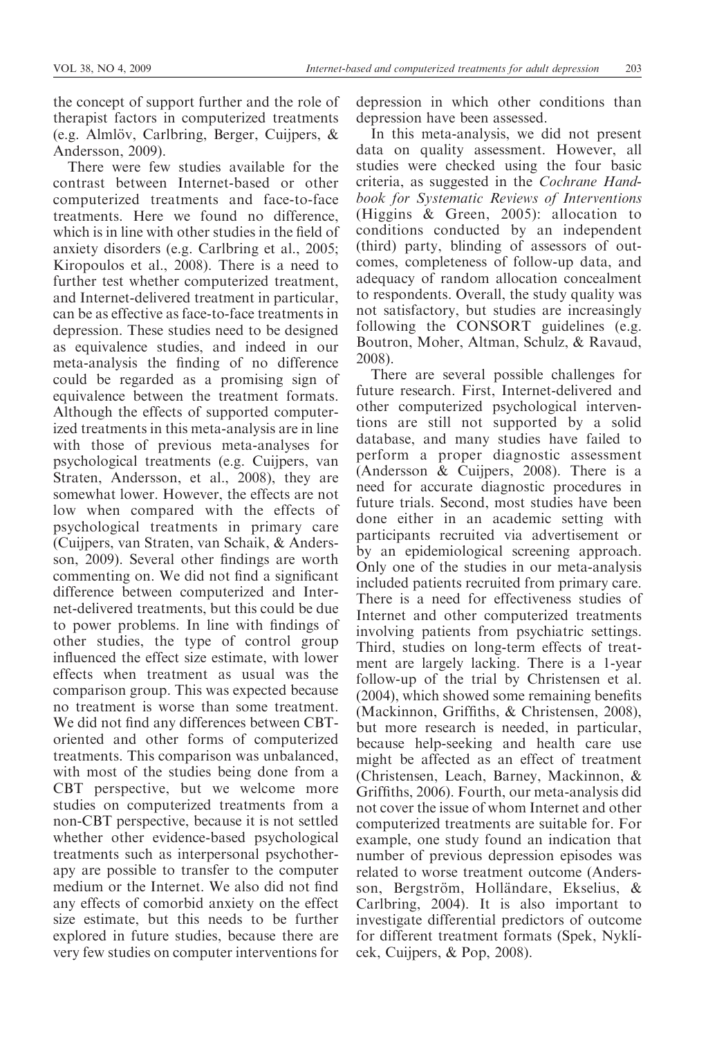the concept of support further and the role of therapist factors in computerized treatments (e.g. Almlöv, Carlbring, Berger, Cuijpers, & Andersson, 2009).

There were few studies available for the contrast between Internet-based or other computerized treatments and face-to-face treatments. Here we found no difference, which is in line with other studies in the field of anxiety disorders (e.g. Carlbring et al., 2005; Kiropoulos et al., 2008). There is a need to further test whether computerized treatment, and Internet-delivered treatment in particular, can be as effective as face-to-face treatments in depression. These studies need to be designed as equivalence studies, and indeed in our meta-analysis the finding of no difference could be regarded as a promising sign of equivalence between the treatment formats. Although the effects of supported computerized treatments in this meta-analysis are in line with those of previous meta-analyses for psychological treatments (e.g. Cuijpers, van Straten, Andersson, et al., 2008), they are somewhat lower. However, the effects are not low when compared with the effects of psychological treatments in primary care (Cuijpers, van Straten, van Schaik, & Andersson, 2009). Several other findings are worth commenting on. We did not find a significant difference between computerized and Internet-delivered treatments, but this could be due to power problems. In line with findings of other studies, the type of control group influenced the effect size estimate, with lower effects when treatment as usual was the comparison group. This was expected because no treatment is worse than some treatment. We did not find any differences between CBT-oriented and other forms of computerized treatments. This comparison was unbalanced, with most of the studies being done from a CBT perspective, but we welcome more studies on computerized treatments from a non-CBT perspective, because it is not settled whether other evidence-based psychological treatments such as interpersonal psychotherapy are possible to transfer to the computer medium or the Internet. We also did not find any effects of comorbid anxiety on the effect size estimate, but this needs to be further explored in future studies, because there are very few studies on computer interventions for depression in which other conditions than depression have been assessed.

In this meta-analysis, we did not present data on quality assessment. However, all studies were checked using the four basic criteria, as suggested in the *Cochrane Handbook for Systematic Reviews of Interventions* (Higgins & Green, 2005): allocation to conditions conducted by an independent (third) party, blinding of assessors of outcomes, completeness of follow-up data, and adequacy of random allocation concealment to respondents. Overall, the study quality was not satisfactory, but studies are increasingly following the CONSORT guidelines (e.g. Boutron, Moher, Altman, Schulz, & Ravaud, 2008).

There are several possible challenges for future research. First, Internet-delivered and other computerized psychological interventions are still not supported by a solid database, and many studies have failed to perform a proper diagnostic assessment (Andersson & Cuijpers, 2008). There is a need for accurate diagnostic procedures in future trials. Second, most studies have been done either in an academic setting with participants recruited via advertisement or by an epidemiological screening approach. Only one of the studies in our meta-analysis included patients recruited from primary care. There is a need for effectiveness studies of Internet and other computerized treatments involving patients from psychiatric settings. Third, studies on long-term effects of treatment are largely lacking. There is a 1-year follow-up of the trial by Christensen et al. (2004), which showed some remaining benefits (Mackinnon, Griffiths, & Christensen, 2008), but more research is needed, in particular, because help-seeking and health care use might be affected as an effect of treatment (Christensen, Leach, Barney, Mackinnon, & Griffiths, 2006). Fourth, our meta-analysis did not cover the issue of whom Internet and other computerized treatments are suitable for. For example, one study found an indication that number of previous depression episodes was related to worse treatment outcome (Andersson, Bergström, Holländare, Ekselius, & Carlbring, 2004). It is also important to investigate differential predictors of outcome for different treatment formats (Spek, Nyklíček, Cuijpers, & Pop, 2008).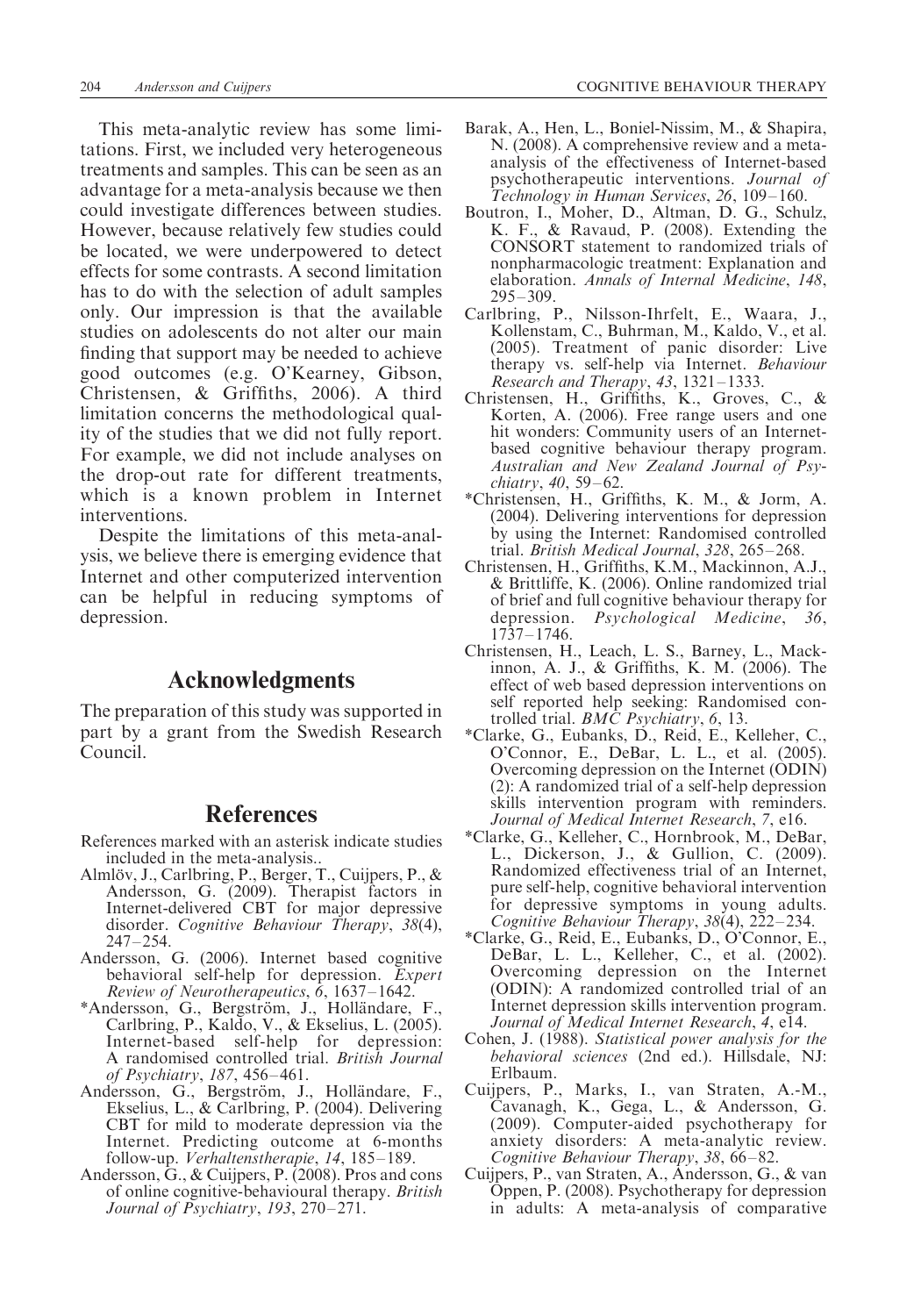This meta-analytic review has some limitations. First, we included very heterogeneous treatments and samples. This can be seen as an advantage for a meta-analysis because we then could investigate differences between studies. However, because relatively few studies could be located, we were underpowered to detect effects for some contrasts. A second limitation has to do with the selection of adult samples only. Our impression is that the available studies on adolescents do not alter our main finding that support may be needed to achieve good outcomes (e.g. O'Kearney, Gibson, Christensen, & Griffiths, 2006). A third limitation concerns the methodological quality of the studies that we did not fully report. For example, we did not include analyses on the drop-out rate for different treatments, which is a known problem in Internet interventions.

Despite the limitations of this meta-analysis, we believe there is emerging evidence that Internet and other computerized intervention can be helpful in reducing symptoms of depression.

## Acknowledgments

The preparation of this study was supported in part by a grant from the Swedish Research Council.

## References

References marked with an asterisk indicate studies included in the meta-analysis..

Almlöv, J., Carlbring, P., Berger, T., Cuijpers, P., & Andersson, G. (2009). Therapist factors in Internet-delivered CBT for major depressive disorder. *Cognitive Behaviour Therapy*, *38*(4), 247–254.

Andersson, G. (2006). Internet based cognitive behavioral self-help for depression. *Expert Review of Neurotherapeutics*, *6*, 1637–1642.

*Andersson, G., Bergström, J., Holländare, F., Carlbring, P., Kaldo, V., & Ekselius, L. (2005). Internet-based self-help for depression: A randomised controlled trial. *British Journal of Psychiatry*, *187*, 456–461.

Andersson, G., Bergström, J., Holländare, F., Ekselius, L., & Carlbring, P. (2004). Delivering CBT for mild to moderate depression via the Internet. Predicting outcome at 6-months follow-up. *Verhaltenstherapie*, *14*, 185–189.

Andersson, G., & Cuijpers, P. (2008). Pros and cons of online cognitive-behavioural therapy. *British Journal of Psychiatry*, *193*, 270–271.

Barak, A., Hen, L., Boniel-Nissim, M., & Shapira, N. (2008). A comprehensive review and a meta-analysis of the effectiveness of Internet-based psychotherapeutic interventions. *Journal of Technology in Human Services*, *26*, 109–160.

Boutron, I., Moher, D., Altman, D. G., Schulz, K. F., & Ravaud, P. (2008). Extending the CONSORT statement to randomized trials of nonpharmacologic treatment: Explanation and elaboration. *Annals of Internal Medicine*, *148*, 295–309.

Carlbring, P., Nilsson-Ihrfelt, E., Waara, J., Kollenstam, C., Buhrman, M., Kaldo, V., et al. (2005). Treatment of panic disorder: Live therapy vs. self-help via Internet. *Behaviour Research and Therapy*, *43*, 1321–1333.

Christensen, H., Griffiths, K., Groves, C., & Korten, A. (2006). Free range users and one hit wonders: Community users of an Internet-based cognitive behaviour therapy program. *Australian and New Zealand Journal of Psychiatry*, *40*, 59–62.

*Christensen, H., Griffiths, K. M., & Jorm, A. (2004). Delivering interventions for depression by using the Internet: Randomised controlled trial. *British Medical Journal*, *328*, 265–268.

Christensen, H., Griffiths, K.M., Mackinnon, A.J., & Brittliffe, K. (2006). Online randomized trial of brief and full cognitive behaviour therapy for depression. *Psychological Medicine*, *36*, 1737–1746.

Christensen, H., Leach, L. S., Barney, L., Mackinnon, A. J., & Griffiths, K. M. (2006). The effect of web based depression interventions on self reported help seeking: Randomised controlled trial. *BMC Psychiatry*, *6*, 13.

*Clarke, G., Eubanks, D., Reid, E., Kelleher, C., O'Connor, E., DeBar, L. L., et al. (2005). Overcoming depression on the Internet (ODIN) (2): A randomized trial of a self-help depression skills intervention program with reminders. *Journal of Medical Internet Research*, *7*, e16.

*Clarke, G., Kelleher, C., Hornbrook, M., DeBar, L., Dickerson, J., & Gullion, C. (2009). Randomized effectiveness trial of an Internet, pure self-help, cognitive behavioral intervention for depressive symptoms in young adults. *Cognitive Behaviour Therapy*, *38*(4), 222–234.

*Clarke, G., Reid, E., Eubanks, D., O'Connor, E., DeBar, L. L., Kelleher, C., et al. (2002). Overcoming depression on the Internet (ODIN): A randomized controlled trial of an Internet depression skills intervention program. *Journal of Medical Internet Research*, *4*, e14.

Cohen, J. (1988). *Statistical power analysis for the behavioral sciences* (2nd ed.). Hillsdale, NJ: Erlbaum.

Cuijpers, P., Marks, I., van Straten, A.-M., Cavanagh, K., Gega, L., & Andersson, G. (2009). Computer-aided psychotherapy for anxiety disorders: A meta-analytic review. *Cognitive Behaviour Therapy*, *38*, 66–82.

Cuijpers, P., van Straten, A., Andersson, G., & van Oppen, P. (2008). Psychotherapy for depression in adults: A meta-analysis of comparative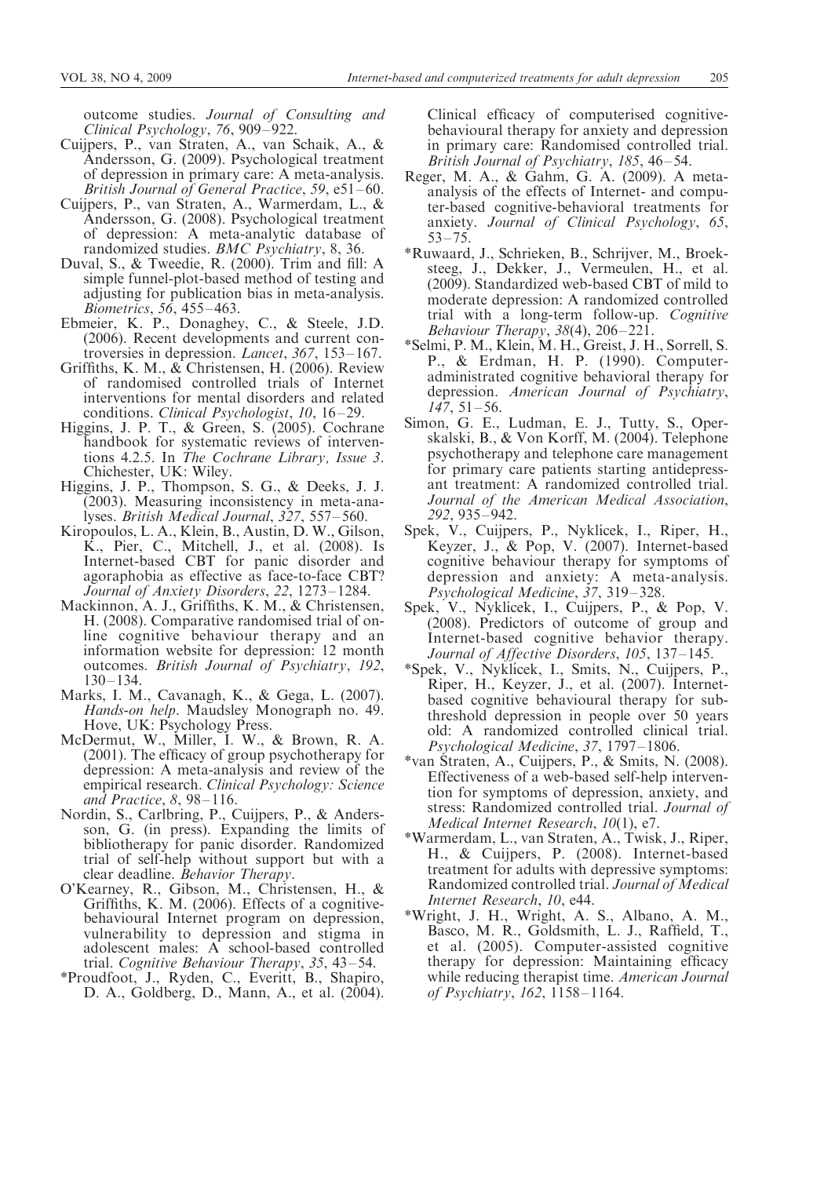outcome studies. *Journal of Consulting and Clinical Psychology*, *76*, 909–922.

Cuijpers, P., van Straten, A., van Schaik, A., & Andersson, G. (2009). Psychological treatment of depression in primary care: A meta-analysis. *British Journal of General Practice*, *59*, e51–60.

Cuijpers, P., van Straten, A., Warmerdam, L., & Andersson, G. (2008). Psychological treatment of depression: A meta-analytic database of randomized studies. *BMC Psychiatry*, 8, 36.

Duval, S., & Tweedie, R. (2000). Trim and fill: A simple funnel-plot-based method of testing and adjusting for publication bias in meta-analysis. *Biometrics*, *56*, 455–463.

Ebmeier, K. P., Donaghey, C., & Steele, J.D. (2006). Recent developments and current controversies in depression. *Lancet*, *367*, 153–167.

Griffiths, K. M., & Christensen, H. (2006). Review of randomised controlled trials of Internet interventions for mental disorders and related conditions. *Clinical Psychologist*, *10*, 16–29.

Higgins, J. P. T., & Green, S. (2005). Cochrane handbook for systematic reviews of interventions 4.2.5. In *The Cochrane Library, Issue 3*. Chichester, UK: Wiley.

Higgins, J. P., Thompson, S. G., & Deeks, J. J. (2003). Measuring inconsistency in meta-analyses. *British Medical Journal*, *327*, 557–560.

Kiropoulos, L. A., Klein, B., Austin, D. W., Gilson, K., Pier, C., Mitchell, J., et al. (2008). Is Internet-based CBT for panic disorder and agoraphobia as effective as face-to-face CBT? *Journal of Anxiety Disorders*, *22*, 1273–1284.

Mackinnon, A. J., Griffiths, K. M., & Christensen, H. (2008). Comparative randomised trial of online cognitive behaviour therapy and an information website for depression: 12 month outcomes. *British Journal of Psychiatry*, *192*, 130–134.

Marks, I. M., Cavanagh, K., & Gega, L. (2007). *Hands-on help*. Maudsley Monograph no. 49. Hove, UK: Psychology Press.

McDermut, W., Miller, I. W., & Brown, R. A. (2001). The efficacy of group psychotherapy for depression: A meta-analysis and review of the empirical research. *Clinical Psychology: Science and Practice*, *8*, 98–116.

Nordin, S., Carlbring, P., Cuijpers, P., & Andersson, G. (in press). Expanding the limits of bibliotherapy for panic disorder. Randomized trial of self-help without support but with a clear deadline. *Behavior Therapy*.

O'Kearney, R., Gibson, M., Christensen, H., & Griffiths, K. M. (2006). Effects of a cognitive-behavioural Internet program on depression, vulnerability to depression and stigma in adolescent males: A school-based controlled trial. *Cognitive Behaviour Therapy*, *35*, 43–54.

*Proudfoot, J., Ryden, C., Everitt, B., Shapiro, D. A., Goldberg, D., Mann, A., et al. (2004). Clinical efficacy of computerised cognitive-behavioural therapy for anxiety and depression in primary care: Randomised controlled trial. *British Journal of Psychiatry*, *185*, 46–54.

Reger, M. A., & Gahm, G. A. (2009). A meta-analysis of the effects of Internet- and computer-based cognitive-behavioral treatments for anxiety. *Journal of Clinical Psychology*, *65*, 53–75.

*Ruwaard, J., Schrieken, B., Schrijver, M., Broeksteeg, J., Dekker, J., Vermeulen, H., et al. (2009). Standardized web-based CBT of mild to moderate depression: A randomized controlled trial with a long-term follow-up. *Cognitive Behaviour Therapy*, *38*(4), 206–221.

*Selmi, P. M., Klein, M. H., Greist, J. H., Sorrell, S. P., & Erdman, H. P. (1990). Computer-administrated cognitive behavioral therapy for depression. *American Journal of Psychiatry*, *147*, 51–56.

Simon, G. E., Ludman, E. J., Tutty, S., Operskalski, B., & Von Korff, M. (2004). Telephone psychotherapy and telephone care management for primary care patients starting antidepressant treatment: A randomized controlled trial. *Journal of the American Medical Association*, *292*, 935–942.

Spek, V., Cuijpers, P., Nyklícek, I., Riper, H., Keyzer, J., & Pop, V. (2007). Internet-based cognitive behaviour therapy for symptoms of depression and anxiety: A meta-analysis. *Psychological Medicine*, *37*, 319–328.

Spek, V., Nyklícek, I., Cuijpers, P., & Pop, V. (2008). Predictors of outcome of group and Internet-based cognitive behavior therapy. *Journal of Affective Disorders*, *105*, 137–145.

*Spek, V., Nyklícek, I., Smits, N., Cuijpers, P., Riper, H., Keyzer, J., et al. (2007). Internet-based cognitive behavioural therapy for subthreshold depression in people over 50 years old: A randomized controlled clinical trial. *Psychological Medicine*, *37*, 1797–1806.

*van Straten, A., Cuijpers, P., & Smits, N. (2008). Effectiveness of a web-based self-help intervention for symptoms of depression, anxiety, and stress: Randomized controlled trial. *Journal of Medical Internet Research*, *10*(1), e7.

*Warmerdam, L., van Straten, A., Twisk, J., Riper, H., & Cuijpers, P. (2008). Internet-based treatment for adults with depressive symptoms: Randomized controlled trial. *Journal of Medical Internet Research*, *10*, e44.

*Wright, J. H., Wright, A. S., Albano, A. M., Basco, M. R., Goldsmith, L. J., Raffield, T., et al. (2005). Computer-assisted cognitive therapy for depression: Maintaining efficacy while reducing therapist time. *American Journal of Psychiatry*, *162*, 1158–1164.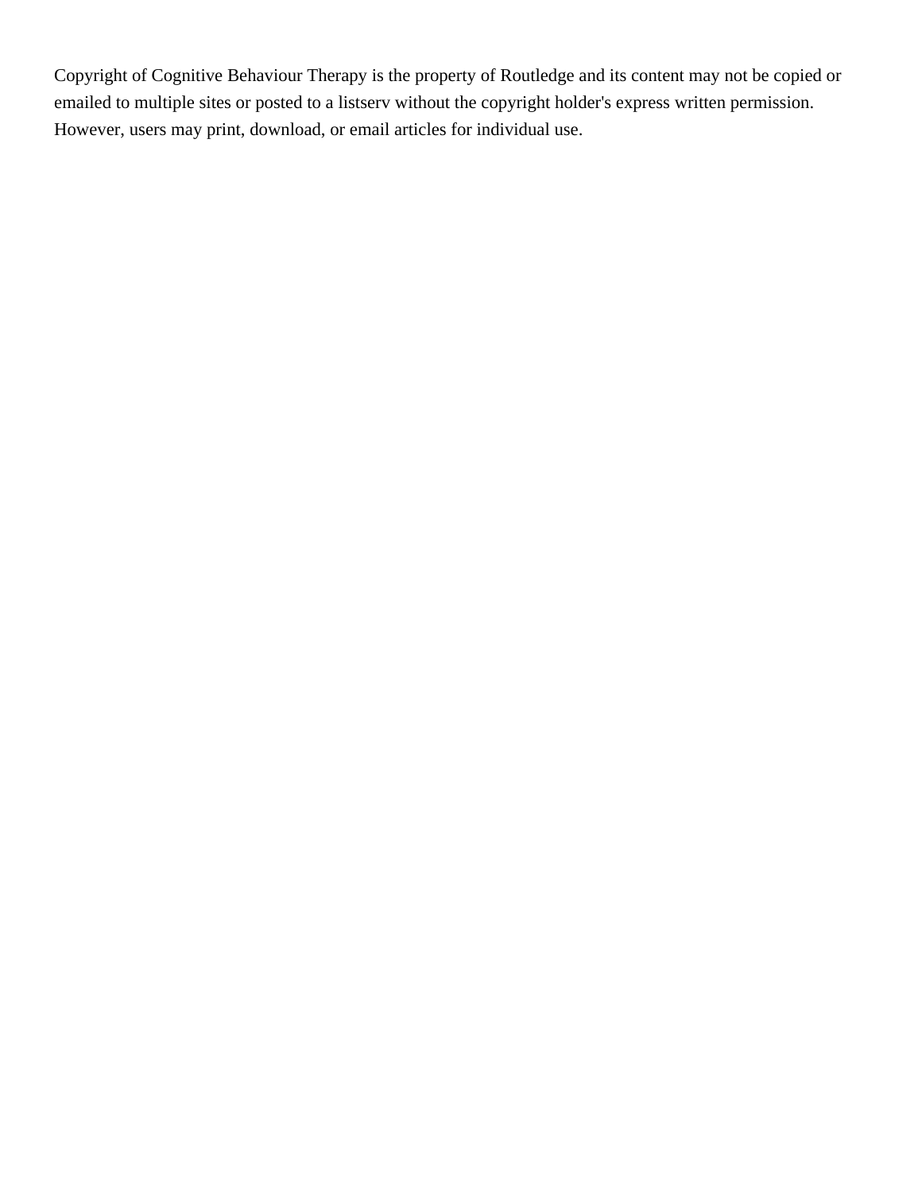Copyright of Cognitive Behaviour Therapy is the property of Routledge and its content may not be copied or emailed to multiple sites or posted to a listserv without the copyright holder's express written permission. However, users may print, download, or email articles for individual use.